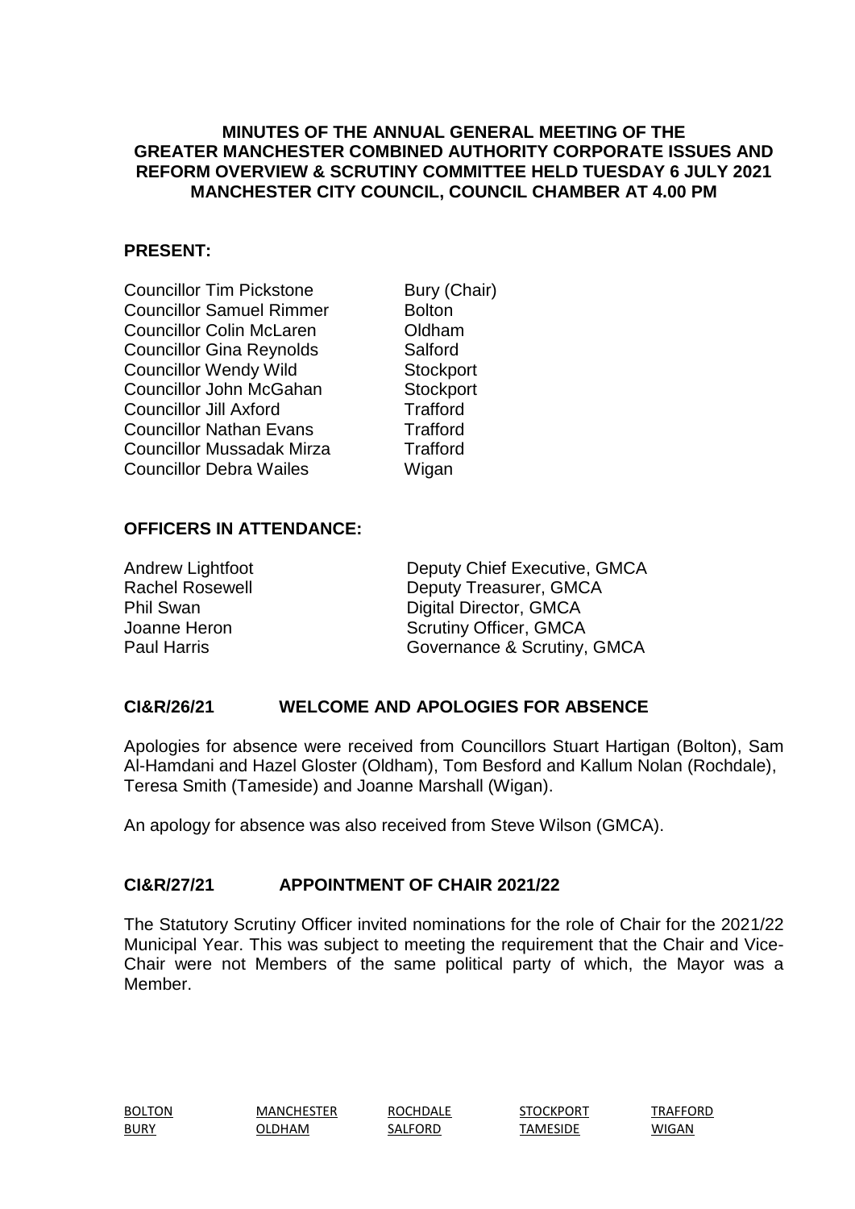**MINUTES OF THE ANNUAL GENERAL MEETING OF THE GREATER MANCHESTER COMBINED AUTHORITY CORPORATE ISSUES AND REFORM OVERVIEW & SCRUTINY COMMITTEE HELD TUESDAY 6 JULY 2021 MANCHESTER CITY COUNCIL, COUNCIL CHAMBER AT 4.00 PM**

**PRESENT:**

| | |
|---|---|
| Councillor Tim Pickstone | Bury (Chair) |
| Councillor Samuel Rimmer | Bolton |
| Councillor Colin McLaren | Oldham |
| Councillor Gina Reynolds | Salford |
| Councillor Wendy Wild | Stockport |
| Councillor John McGahan | Stockport |
| Councillor Jill Axford | Trafford |
| Councillor Nathan Evans | Trafford |
| Councillor Mussadak Mirza | Trafford |
| Councillor Debra Wailes | Wigan |

**OFFICERS IN ATTENDANCE:**

| | |
|---|---|
| Andrew Lightfoot | Deputy Chief Executive, GMCA |
| Rachel Rosewell | Deputy Treasurer, GMCA |
| Phil Swan | Digital Director, GMCA |
| Joanne Heron | Scrutiny Officer, GMCA |
| Paul Harris | Governance & Scrutiny, GMCA |

## CI&R/26/21 WELCOME AND APOLOGIES FOR ABSENCE

Apologies for absence were received from Councillors Stuart Hartigan (Bolton), Sam Al-Hamdani and Hazel Gloster (Oldham), Tom Besford and Kallum Nolan (Rochdale), Teresa Smith (Tameside) and Joanne Marshall (Wigan).

An apology for absence was also received from Steve Wilson (GMCA).

## CI&R/27/21 APPOINTMENT OF CHAIR 2021/22

The Statutory Scrutiny Officer invited nominations for the role of Chair for the 2021/22 Municipal Year. This was subject to meeting the requirement that the Chair and Vice-Chair were not Members of the same political party of which, the Mayor was a Member.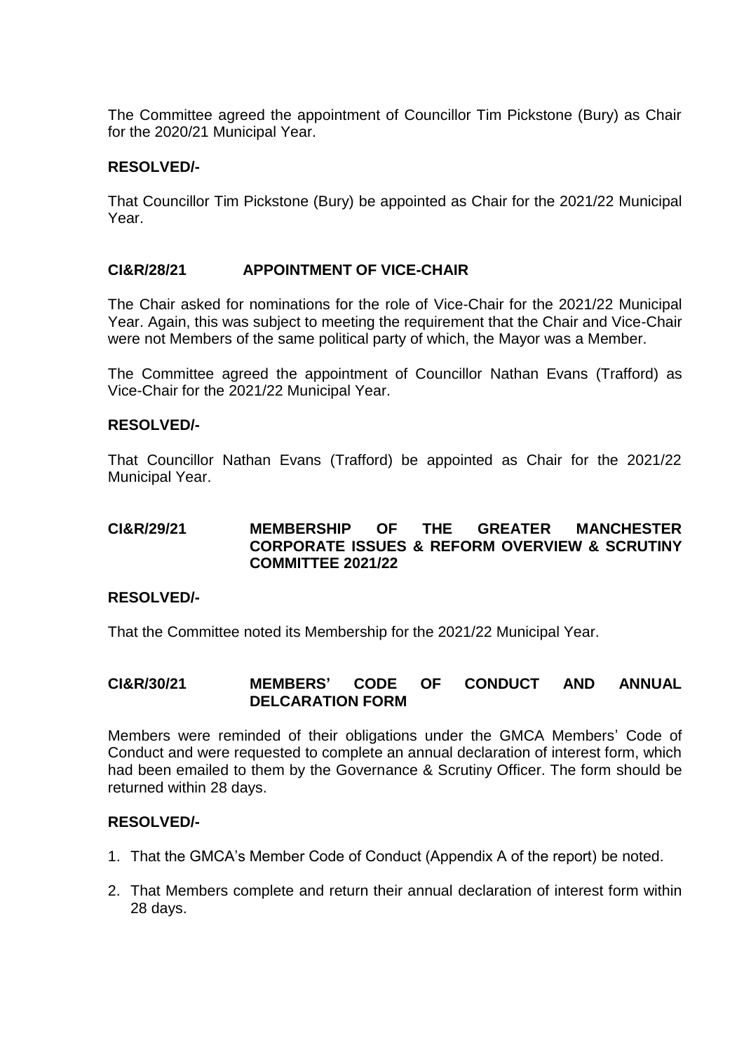The Committee agreed the appointment of Councillor Tim Pickstone (Bury) as Chair for the 2020/21 Municipal Year.

**RESOLVED/-**

That Councillor Tim Pickstone (Bury) be appointed as Chair for the 2021/22 Municipal Year.

## CI&R/28/21 APPOINTMENT OF VICE-CHAIR

The Chair asked for nominations for the role of Vice-Chair for the 2021/22 Municipal Year. Again, this was subject to meeting the requirement that the Chair and Vice-Chair were not Members of the same political party of which, the Mayor was a Member.

The Committee agreed the appointment of Councillor Nathan Evans (Trafford) as Vice-Chair for the 2021/22 Municipal Year.

**RESOLVED/-**

That Councillor Nathan Evans (Trafford) be appointed as Chair for the 2021/22 Municipal Year.

## CI&R/29/21 MEMBERSHIP OF THE GREATER MANCHESTER CORPORATE ISSUES & REFORM OVERVIEW & SCRUTINY COMMITTEE 2021/22

**RESOLVED/-**

That the Committee noted its Membership for the 2021/22 Municipal Year.

## CI&R/30/21 MEMBERS' CODE OF CONDUCT AND ANNUAL DELCARATION FORM

Members were reminded of their obligations under the GMCA Members' Code of Conduct and were requested to complete an annual declaration of interest form, which had been emailed to them by the Governance & Scrutiny Officer. The form should be returned within 28 days.

**RESOLVED/-**

1. That the GMCA's Member Code of Conduct (Appendix A of the report) be noted.
2. That Members complete and return their annual declaration of interest form within 28 days.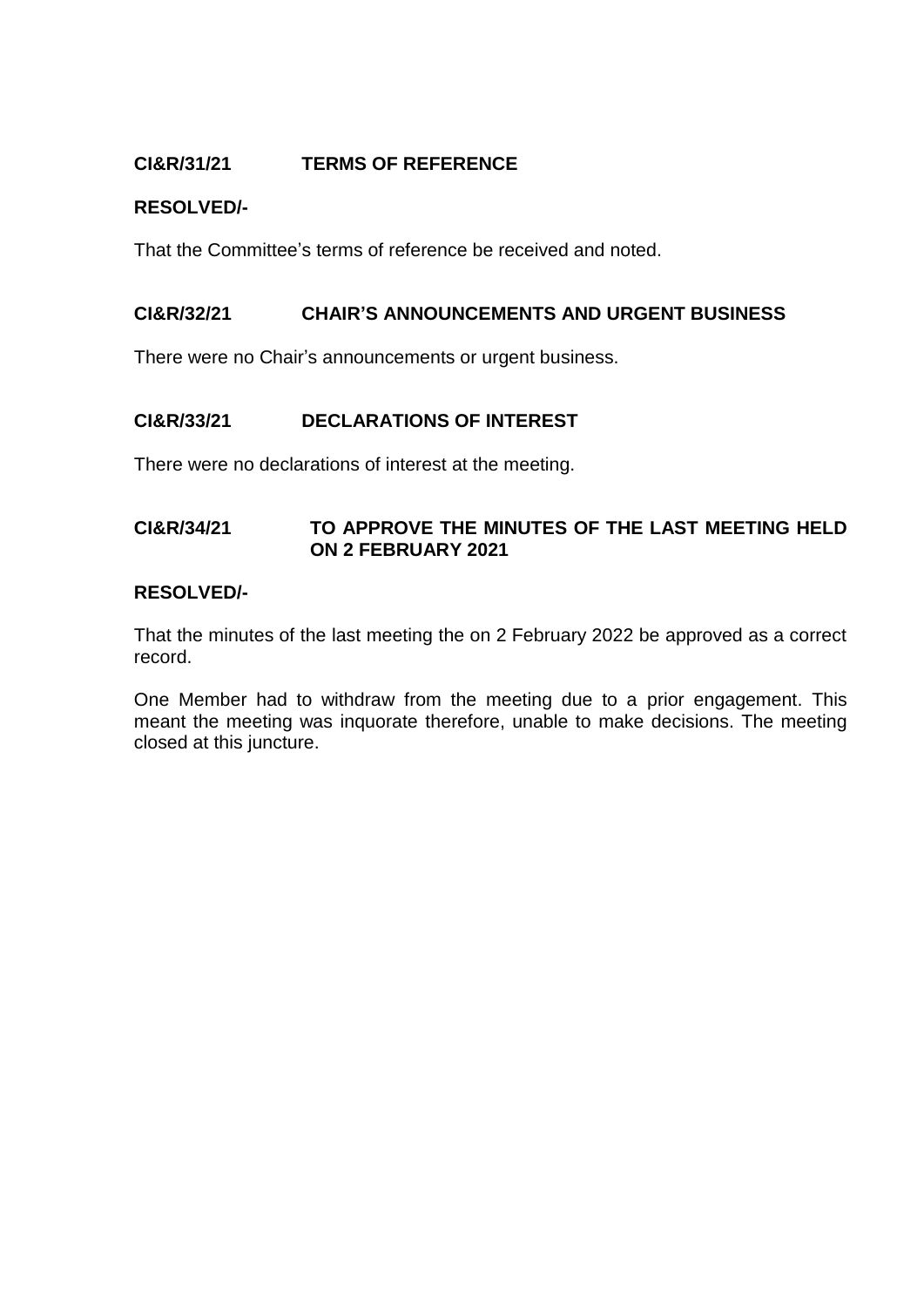**CI&R/31/21 TERMS OF REFERENCE**

**RESOLVED/-**

That the Committee's terms of reference be received and noted.

**CI&R/32/21 CHAIR'S ANNOUNCEMENTS AND URGENT BUSINESS**

There were no Chair's announcements or urgent business.

**CI&R/33/21 DECLARATIONS OF INTEREST**

There were no declarations of interest at the meeting.

**CI&R/34/21 TO APPROVE THE MINUTES OF THE LAST MEETING HELD ON 2 FEBRUARY 2021**

**RESOLVED/-**

That the minutes of the last meeting the on 2 February 2022 be approved as a correct record.

One Member had to withdraw from the meeting due to a prior engagement. This meant the meeting was inquorate therefore, unable to make decisions. The meeting closed at this juncture.